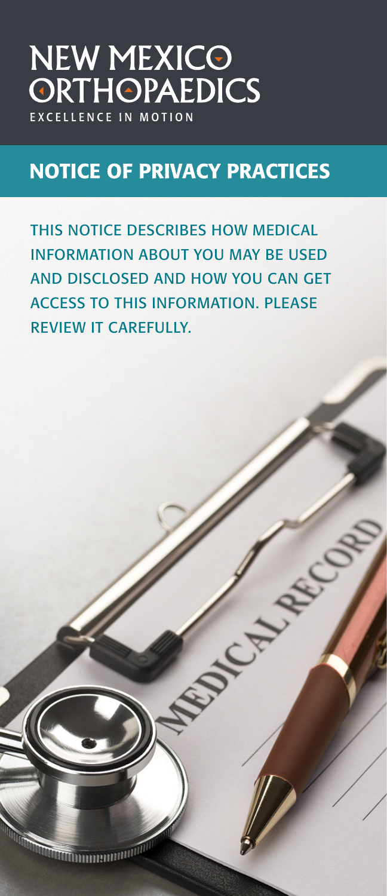# NEW MEXICO ORTHOPAEDICS

EXCELLENCE IN MOTION

## NOTICE OF PRIVACY PRACTICES

THIS NOTICE DESCRIBES HOW MEDICAL INFORMATION ABOUT YOU MAY BE USED AND DISCLOSED AND HOW YOU CAN GET ACCESS TO THIS INFORMATION. PLEASE REVIEW IT CAREFULLY.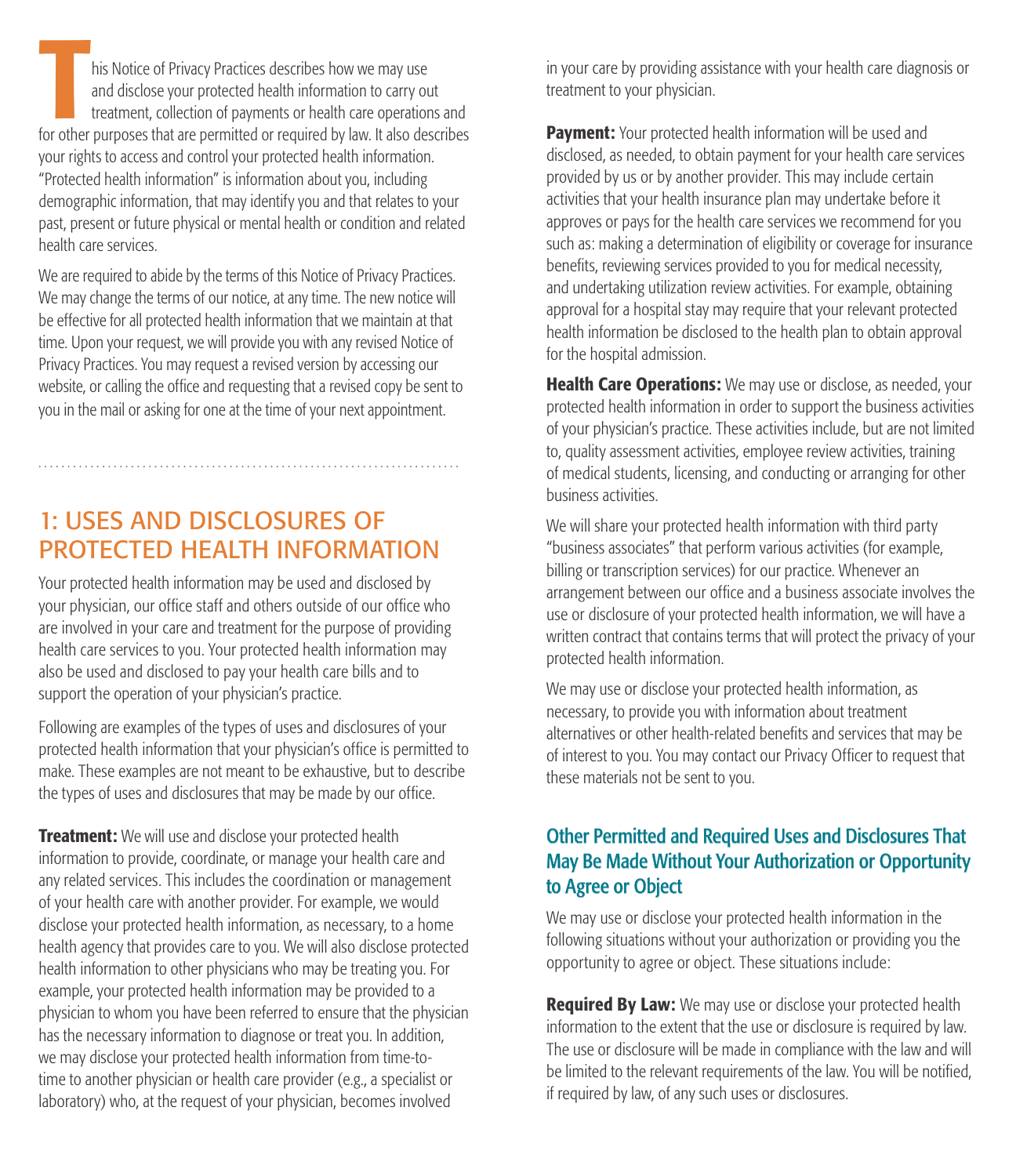This Notice of Privacy Practices describes how we may use and disclose your protected health information to carry out treatment, collection of payments or health care operations and for other purposes that are permitted or required by law. It also describes your rights to access and control your protected health information. "Protected health information" is information about you, including demographic information, that may identify you and that relates to your past, present or future physical or mental health or condition and related health care services.

We are required to abide by the terms of this Notice of Privacy Practices. We may change the terms of our notice, at any time. The new notice will be effective for all protected health information that we maintain at that time. Upon your request, we will provide you with any revised Notice of Privacy Practices. You may request a revised version by accessing our website, or calling the office and requesting that a revised copy be sent to you in the mail or asking for one at the time of your next appointment.

## 1: USES AND DISCLOSURES OF PROTECTED HEALTH INFORMATION

Your protected health information may be used and disclosed by your physician, our office staff and others outside of our office who are involved in your care and treatment for the purpose of providing health care services to you. Your protected health information may also be used and disclosed to pay your health care bills and to support the operation of your physician's practice.

Following are examples of the types of uses and disclosures of your protected health information that your physician's office is permitted to make. These examples are not meant to be exhaustive, but to describe the types of uses and disclosures that may be made by our office.

**Treatment:** We will use and disclose your protected health information to provide, coordinate, or manage your health care and any related services. This includes the coordination or management of your health care with another provider. For example, we would disclose your protected health information, as necessary, to a home health agency that provides care to you. We will also disclose protected health information to other physicians who may be treating you. For example, your protected health information may be provided to a physician to whom you have been referred to ensure that the physician has the necessary information to diagnose or treat you. In addition, we may disclose your protected health information from time-to-time to another physician or health care provider (e.g., a specialist or laboratory) who, at the request of your physician, becomes involved in your care by providing assistance with your health care diagnosis or treatment to your physician.

**Payment:** Your protected health information will be used and disclosed, as needed, to obtain payment for your health care services provided by us or by another provider. This may include certain activities that your health insurance plan may undertake before it approves or pays for the health care services we recommend for you such as: making a determination of eligibility or coverage for insurance benefits, reviewing services provided to you for medical necessity, and undertaking utilization review activities. For example, obtaining approval for a hospital stay may require that your relevant protected health information be disclosed to the health plan to obtain approval for the hospital admission.

**Health Care Operations:** We may use or disclose, as needed, your protected health information in order to support the business activities of your physician's practice. These activities include, but are not limited to, quality assessment activities, employee review activities, training of medical students, licensing, and conducting or arranging for other business activities.

We will share your protected health information with third party "business associates" that perform various activities (for example, billing or transcription services) for our practice. Whenever an arrangement between our office and a business associate involves the use or disclosure of your protected health information, we will have a written contract that contains terms that will protect the privacy of your protected health information.

We may use or disclose your protected health information, as necessary, to provide you with information about treatment alternatives or other health-related benefits and services that may be of interest to you. You may contact our Privacy Officer to request that these materials not be sent to you.

### Other Permitted and Required Uses and Disclosures That May Be Made Without Your Authorization or Opportunity to Agree or Object

We may use or disclose your protected health information in the following situations without your authorization or providing you the opportunity to agree or object. These situations include:

**Required By Law:** We may use or disclose your protected health information to the extent that the use or disclosure is required by law. The use or disclosure will be made in compliance with the law and will be limited to the relevant requirements of the law. You will be notified, if required by law, of any such uses or disclosures.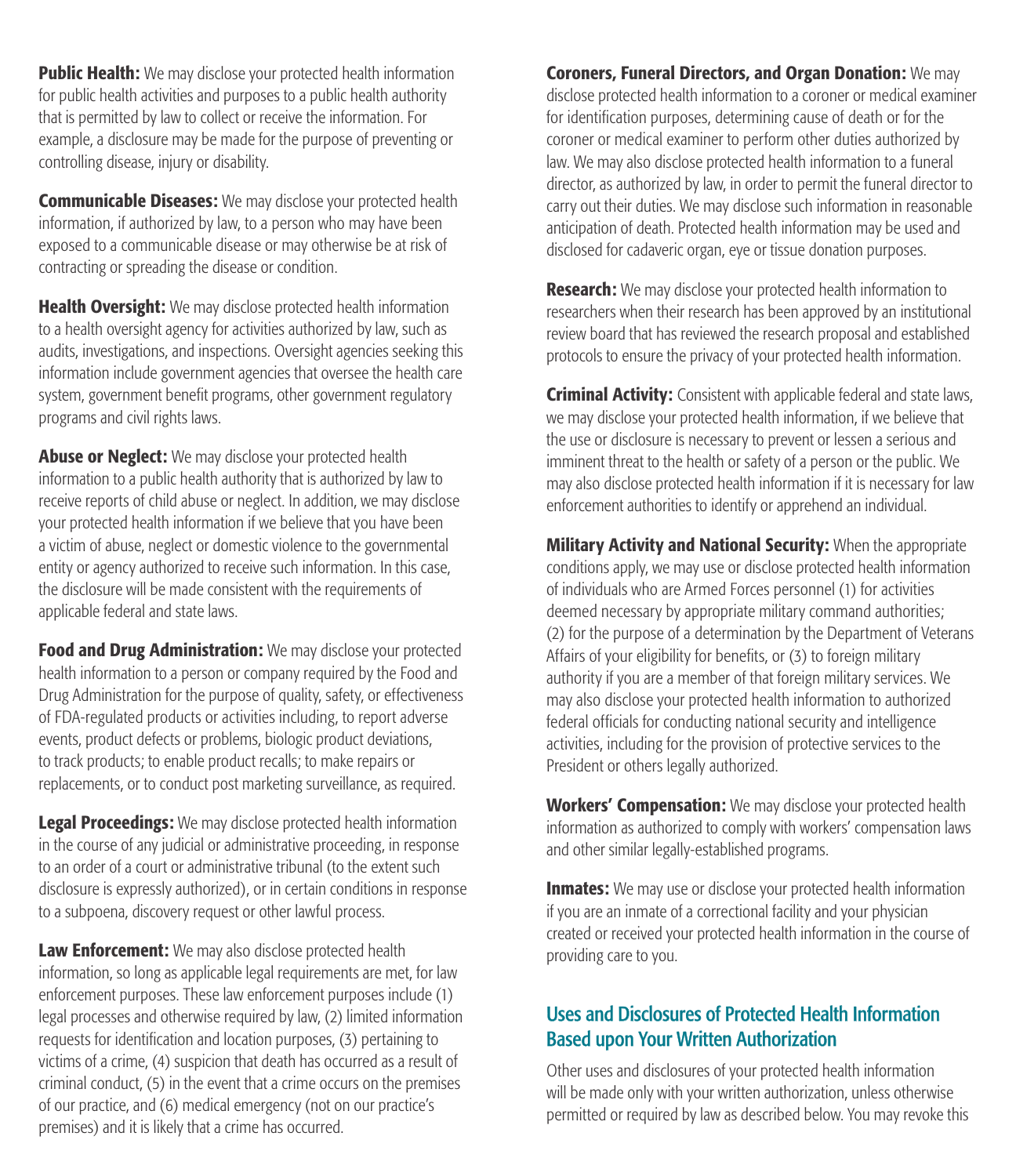**Public Health:** We may disclose your protected health information for public health activities and purposes to a public health authority that is permitted by law to collect or receive the information. For example, a disclosure may be made for the purpose of preventing or controlling disease, injury or disability.

**Communicable Diseases:** We may disclose your protected health information, if authorized by law, to a person who may have been exposed to a communicable disease or may otherwise be at risk of contracting or spreading the disease or condition.

**Health Oversight:** We may disclose protected health information to a health oversight agency for activities authorized by law, such as audits, investigations, and inspections. Oversight agencies seeking this information include government agencies that oversee the health care system, government benefit programs, other government regulatory programs and civil rights laws.

**Abuse or Neglect:** We may disclose your protected health information to a public health authority that is authorized by law to receive reports of child abuse or neglect. In addition, we may disclose your protected health information if we believe that you have been a victim of abuse, neglect or domestic violence to the governmental entity or agency authorized to receive such information. In this case, the disclosure will be made consistent with the requirements of applicable federal and state laws.

**Food and Drug Administration:** We may disclose your protected health information to a person or company required by the Food and Drug Administration for the purpose of quality, safety, or effectiveness of FDA-regulated products or activities including, to report adverse events, product defects or problems, biologic product deviations, to track products; to enable product recalls; to make repairs or replacements, or to conduct post marketing surveillance, as required.

**Legal Proceedings:** We may disclose protected health information in the course of any judicial or administrative proceeding, in response to an order of a court or administrative tribunal (to the extent such disclosure is expressly authorized), or in certain conditions in response to a subpoena, discovery request or other lawful process.

**Law Enforcement:** We may also disclose protected health information, so long as applicable legal requirements are met, for law enforcement purposes. These law enforcement purposes include (1) legal processes and otherwise required by law, (2) limited information requests for identification and location purposes, (3) pertaining to victims of a crime, (4) suspicion that death has occurred as a result of criminal conduct, (5) in the event that a crime occurs on the premises of our practice, and (6) medical emergency (not on our practice's premises) and it is likely that a crime has occurred.

**Coroners, Funeral Directors, and Organ Donation:** We may disclose protected health information to a coroner or medical examiner for identification purposes, determining cause of death or for the coroner or medical examiner to perform other duties authorized by law. We may also disclose protected health information to a funeral director, as authorized by law, in order to permit the funeral director to carry out their duties. We may disclose such information in reasonable anticipation of death. Protected health information may be used and disclosed for cadaveric organ, eye or tissue donation purposes.

**Research:** We may disclose your protected health information to researchers when their research has been approved by an institutional review board that has reviewed the research proposal and established protocols to ensure the privacy of your protected health information.

**Criminal Activity:** Consistent with applicable federal and state laws, we may disclose your protected health information, if we believe that the use or disclosure is necessary to prevent or lessen a serious and imminent threat to the health or safety of a person or the public. We may also disclose protected health information if it is necessary for law enforcement authorities to identify or apprehend an individual.

**Military Activity and National Security:** When the appropriate conditions apply, we may use or disclose protected health information of individuals who are Armed Forces personnel (1) for activities deemed necessary by appropriate military command authorities; (2) for the purpose of a determination by the Department of Veterans Affairs of your eligibility for benefits, or (3) to foreign military authority if you are a member of that foreign military services. We may also disclose your protected health information to authorized federal officials for conducting national security and intelligence activities, including for the provision of protective services to the President or others legally authorized.

**Workers' Compensation:** We may disclose your protected health information as authorized to comply with workers' compensation laws and other similar legally-established programs.

**Inmates:** We may use or disclose your protected health information if you are an inmate of a correctional facility and your physician created or received your protected health information in the course of providing care to you.

## Uses and Disclosures of Protected Health Information Based upon Your Written Authorization

Other uses and disclosures of your protected health information will be made only with your written authorization, unless otherwise permitted or required by law as described below. You may revoke this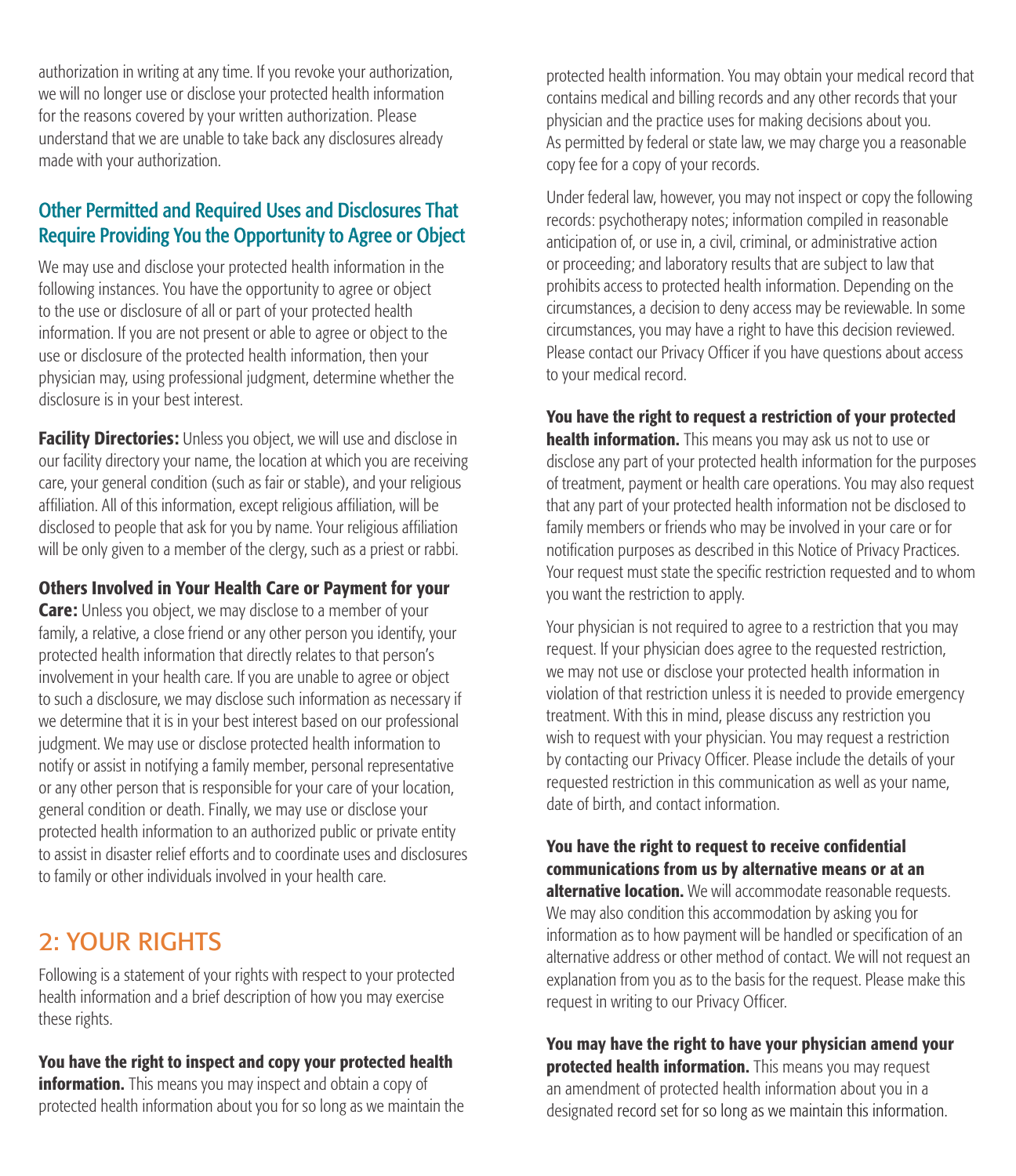authorization in writing at any time. If you revoke your authorization, we will no longer use or disclose your protected health information for the reasons covered by your written authorization. Please understand that we are unable to take back any disclosures already made with your authorization.

### Other Permitted and Required Uses and Disclosures That Require Providing You the Opportunity to Agree or Object

We may use and disclose your protected health information in the following instances. You have the opportunity to agree or object to the use or disclosure of all or part of your protected health information. If you are not present or able to agree or object to the use or disclosure of the protected health information, then your physician may, using professional judgment, determine whether the disclosure is in your best interest.

**Facility Directories:** Unless you object, we will use and disclose in our facility directory your name, the location at which you are receiving care, your general condition (such as fair or stable), and your religious affiliation. All of this information, except religious affiliation, will be disclosed to people that ask for you by name. Your religious affiliation will be only given to a member of the clergy, such as a priest or rabbi.

**Others Involved in Your Health Care or Payment for your Care:** Unless you object, we may disclose to a member of your family, a relative, a close friend or any other person you identify, your protected health information that directly relates to that person's involvement in your health care. If you are unable to agree or object to such a disclosure, we may disclose such information as necessary if we determine that it is in your best interest based on our professional judgment. We may use or disclose protected health information to notify or assist in notifying a family member, personal representative or any other person that is responsible for your care of your location, general condition or death. Finally, we may use or disclose your protected health information to an authorized public or private entity to assist in disaster relief efforts and to coordinate uses and disclosures to family or other individuals involved in your health care.

## 2: YOUR RIGHTS

Following is a statement of your rights with respect to your protected health information and a brief description of how you may exercise these rights.

**You have the right to inspect and copy your protected health information.** This means you may inspect and obtain a copy of protected health information about you for so long as we maintain the protected health information. You may obtain your medical record that contains medical and billing records and any other records that your physician and the practice uses for making decisions about you. As permitted by federal or state law, we may charge you a reasonable copy fee for a copy of your records.

Under federal law, however, you may not inspect or copy the following records: psychotherapy notes; information compiled in reasonable anticipation of, or use in, a civil, criminal, or administrative action or proceeding; and laboratory results that are subject to law that prohibits access to protected health information. Depending on the circumstances, a decision to deny access may be reviewable. In some circumstances, you may have a right to have this decision reviewed. Please contact our Privacy Officer if you have questions about access to your medical record.

**You have the right to request a restriction of your protected health information.** This means you may ask us not to use or disclose any part of your protected health information for the purposes of treatment, payment or health care operations. You may also request that any part of your protected health information not be disclosed to family members or friends who may be involved in your care or for notification purposes as described in this Notice of Privacy Practices. Your request must state the specific restriction requested and to whom you want the restriction to apply.

Your physician is not required to agree to a restriction that you may request. If your physician does agree to the requested restriction, we may not use or disclose your protected health information in violation of that restriction unless it is needed to provide emergency treatment. With this in mind, please discuss any restriction you wish to request with your physician. You may request a restriction by contacting our Privacy Officer. Please include the details of your requested restriction in this communication as well as your name, date of birth, and contact information.

**You have the right to request to receive confidential communications from us by alternative means or at an alternative location.** We will accommodate reasonable requests. We may also condition this accommodation by asking you for information as to how payment will be handled or specification of an alternative address or other method of contact. We will not request an explanation from you as to the basis for the request. Please make this request in writing to our Privacy Officer.

**You may have the right to have your physician amend your protected health information.** This means you may request an amendment of protected health information about you in a designated record set for so long as we maintain this information.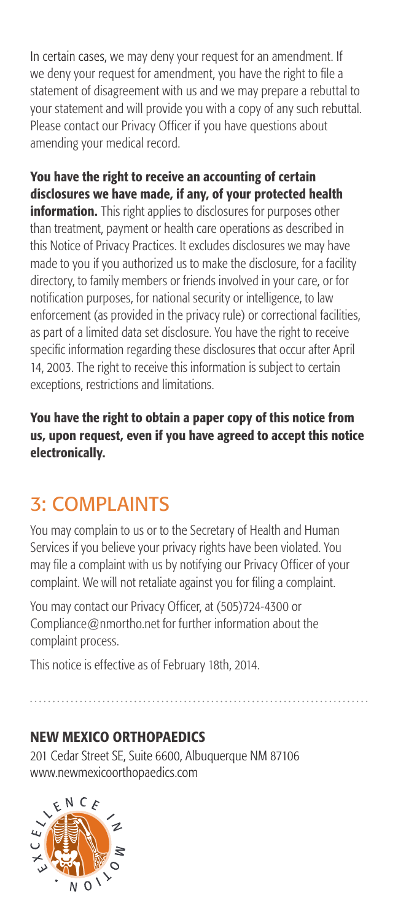In certain cases, we may deny your request for an amendment. If we deny your request for amendment, you have the right to file a statement of disagreement with us and we may prepare a rebuttal to your statement and will provide you with a copy of any such rebuttal. Please contact our Privacy Officer if you have questions about amending your medical record.

**You have the right to receive an accounting of certain disclosures we have made, if any, of your protected health information.** This right applies to disclosures for purposes other than treatment, payment or health care operations as described in this Notice of Privacy Practices. It excludes disclosures we may have made to you if you authorized us to make the disclosure, for a facility directory, to family members or friends involved in your care, or for notification purposes, for national security or intelligence, to law enforcement (as provided in the privacy rule) or correctional facilities, as part of a limited data set disclosure. You have the right to receive specific information regarding these disclosures that occur after April 14, 2003. The right to receive this information is subject to certain exceptions, restrictions and limitations.

**You have the right to obtain a paper copy of this notice from us, upon request, even if you have agreed to accept this notice electronically.**

## 3: COMPLAINTS

You may complain to us or to the Secretary of Health and Human Services if you believe your privacy rights have been violated. You may file a complaint with us by notifying our Privacy Officer of your complaint. We will not retaliate against you for filing a complaint.

You may contact our Privacy Officer, at (505)724-4300 or Compliance@nmortho.net for further information about the complaint process.

This notice is effective as of February 18th, 2014.

---

**NEW MEXICO ORTHOPAEDICS**

201 Cedar Street SE, Suite 6600, Albuquerque NM 87106
www.newmexicoorthopaedics.com

EXCELLENCE IN MOTION